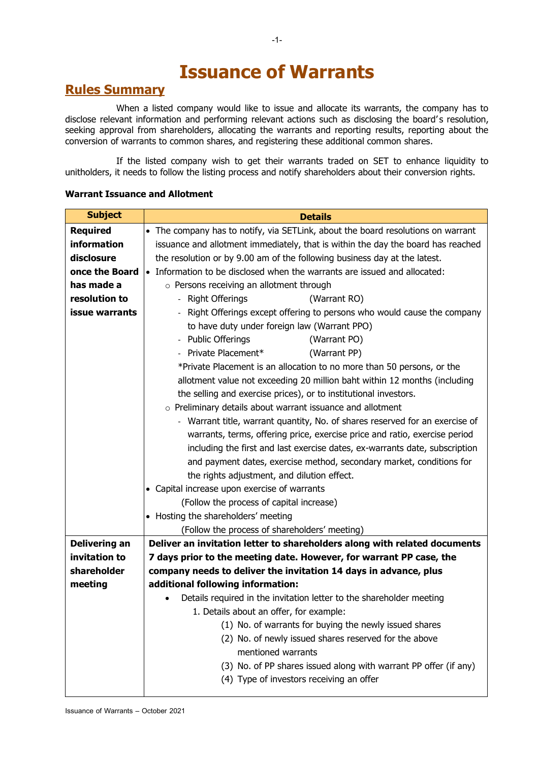# Issuance of Warrants

## Rules Summary

When a listed company would like to issue and allocate its warrants, the company has to disclose relevant information and performing relevant actions such as disclosing the board's resolution, seeking approval from shareholders, allocating the warrants and reporting results, reporting about the conversion of warrants to common shares, and registering these additional common shares.

If the listed company wish to get their warrants traded on SET to enhance liquidity to unitholders, it needs to follow the listing process and notify shareholders about their conversion rights.

**Warrant Issuance and Allotment**

| Subject | Details |
|---|---|
| **Required information disclosure once the Board has made a resolution to issue warrants** | • The company has to notify, via SETLink, about the board resolutions on warrant issuance and allotment immediately, that is within the day the board has reached the resolution or by 9.00 am of the following business day at the latest.<br>• Information to be disclosed when the warrants are issued and allocated:<br>○ Persons receiving an allotment through<br>- Right Offerings (Warrant RO)<br>- Right Offerings except offering to persons who would cause the company to have duty under foreign law (Warrant PPO)<br>- Public Offerings (Warrant PO)<br>- Private Placement* (Warrant PP)<br>*Private Placement is an allocation to no more than 50 persons, or the allotment value not exceeding 20 million baht within 12 months (including the selling and exercise prices), or to institutional investors.<br>○ Preliminary details about warrant issuance and allotment<br>- Warrant title, warrant quantity, No. of shares reserved for an exercise of warrants, terms, offering price, exercise price and ratio, exercise period including the first and last exercise dates, ex-warrants date, subscription and payment dates, exercise method, secondary market, conditions for the rights adjustment, and dilution effect.<br>• Capital increase upon exercise of warrants<br>(Follow the process of capital increase)<br>• Hosting the shareholders' meeting<br>(Follow the process of shareholders' meeting) |
| **Delivering an invitation to shareholder meeting** | **Deliver an invitation letter to shareholders along with related documents 7 days prior to the meeting date. However, for warrant PP case, the company needs to deliver the invitation 14 days in advance, plus additional following information:**<br>• Details required in the invitation letter to the shareholder meeting<br>1. Details about an offer, for example:<br>(1) No. of warrants for buying the newly issued shares<br>(2) No. of newly issued shares reserved for the above mentioned warrants<br>(3) No. of PP shares issued along with warrant PP offer (if any)<br>(4) Type of investors receiving an offer |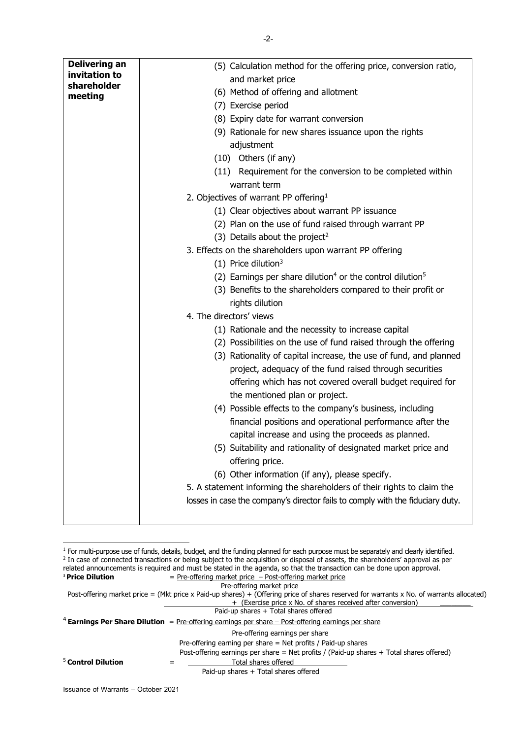| | |
|---|---|
| **Delivering an invitation to shareholder meeting** | (5) Calculation method for the offering price, conversion ratio, and market price<br>(6) Method of offering and allotment<br>(7) Exercise period<br>(8) Expiry date for warrant conversion<br>(9) Rationale for new shares issuance upon the rights adjustment<br>(10) Others (if any)<br>(11) Requirement for the conversion to be completed within warrant term<br>2. Objectives of warrant PP offering[1]<br>(1) Clear objectives about warrant PP issuance<br>(2) Plan on the use of fund raised through warrant PP<br>(3) Details about the project[2]<br>3. Effects on the shareholders upon warrant PP offering<br>(1) Price dilution[3]<br>(2) Earnings per share dilution[4] or the control dilution[5]<br>(3) Benefits to the shareholders compared to their profit or rights dilution<br>4. The directors' views<br>(1) Rationale and the necessity to increase capital<br>(2) Possibilities on the use of fund raised through the offering<br>(3) Rationality of capital increase, the use of fund, and planned project, adequacy of the fund raised through securities offering which has not covered overall budget required for the mentioned plan or project.<br>(4) Possible effects to the company's business, including financial positions and operational performance after the capital increase and using the proceeds as planned.<br>(5) Suitability and rationality of designated market price and offering price.<br>(6) Other information (if any), please specify.<br>5. A statement informing the shareholders of their rights to claim the losses in case the company's director fails to comply with the fiduciary duty. |

[1] For multi-purpose use of funds, details, budget, and the funding planned for each purpose must be separately and clearly identified.

[2] In case of connected transactions or being subject to the acquisition or disposal of assets, the shareholders' approval as per related announcements is required and must be stated in the agenda, so that the transaction can be done upon approval.

[3] **Price Dilution**

$$\text{Price Dilution} = \frac{\text{Pre-offering market price} - \text{Post-offering market price}}{\text{Pre-offering market price}}$$

$$\text{Post-offering market price} = \frac{(\text{Mkt price} \times \text{Paid-up shares}) + (\text{Offering price of shares reserved for warrants} \times \text{No. of warrants allocated}) + (\text{Exercise price} \times \text{No. of shares received after conversion})}{\text{Paid-up shares} + \text{Total shares offered}}$$

[4] **Earnings Per Share Dilution**

$$\text{Earnings Per Share Dilution} = \frac{\text{Pre-offering earnings per share} - \text{Post-offering earnings per share}}{\text{Pre-offering earnings per share}}$$

Pre-offering earning per share = Net profits / Paid-up shares

Post-offering earnings per share = Net profits / (Paid-up shares + Total shares offered)

[5] **Control Dilution**

$$\text{Control Dilution} = \frac{\text{Total shares offered}}{\text{Paid-up shares} + \text{Total shares offered}}$$

Issuance of Warrants – October 2021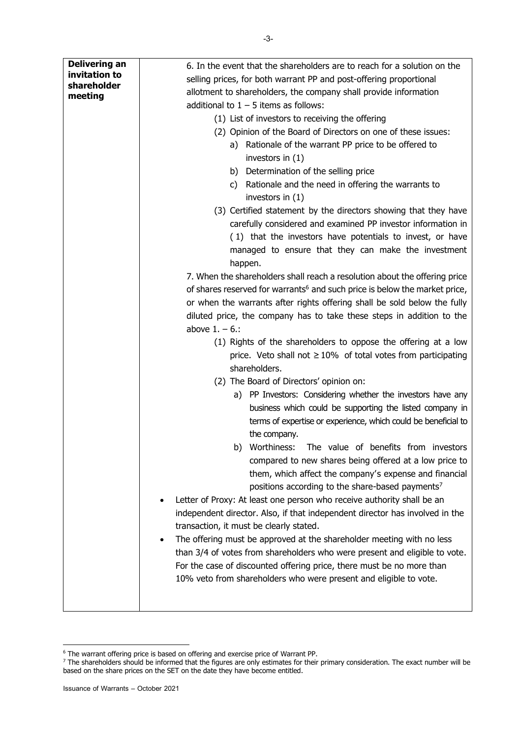| | |
|---|---|
| **Delivering an invitation to shareholder meeting** | 6. In the event that the shareholders are to reach for a solution on the selling prices, for both warrant PP and post-offering proportional allotment to shareholders, the company shall provide information additional to 1 – 5 items as follows:<br>(1) List of investors to receiving the offering<br>(2) Opinion of the Board of Directors on one of these issues:<br>a) Rationale of the warrant PP price to be offered to investors in (1)<br>b) Determination of the selling price<br>c) Rationale and the need in offering the warrants to investors in (1)<br>(3) Certified statement by the directors showing that they have carefully considered and examined PP investor information in (1) that the investors have potentials to invest, or have managed to ensure that they can make the investment happen.<br>7. When the shareholders shall reach a resolution about the offering price of shares reserved for warrants[6] and such price is below the market price, or when the warrants after rights offering shall be sold below the fully diluted price, the company has to take these steps in addition to the above 1. – 6.:<br>(1) Rights of the shareholders to oppose the offering at a low price. Veto shall not $\geq 10\%$ of total votes from participating shareholders.<br>(2) The Board of Directors' opinion on:<br>a) PP Investors: Considering whether the investors have any business which could be supporting the listed company in terms of expertise or experience, which could be beneficial to the company.<br>b) Worthiness: The value of benefits from investors compared to new shares being offered at a low price to them, which affect the company's expense and financial positions according to the share-based payments[7]<br>• Letter of Proxy: At least one person who receive authority shall be an independent director. Also, if that independent director has involved in the transaction, it must be clearly stated.<br>• The offering must be approved at the shareholder meeting with no less than 3/4 of votes from shareholders who were present and eligible to vote. For the case of discounted offering price, there must be no more than 10% veto from shareholders who were present and eligible to vote. |

[6] The warrant offering price is based on offering and exercise price of Warrant PP.

[7] The shareholders should be informed that the figures are only estimates for their primary consideration. The exact number will be based on the share prices on the SET on the date they have become entitled.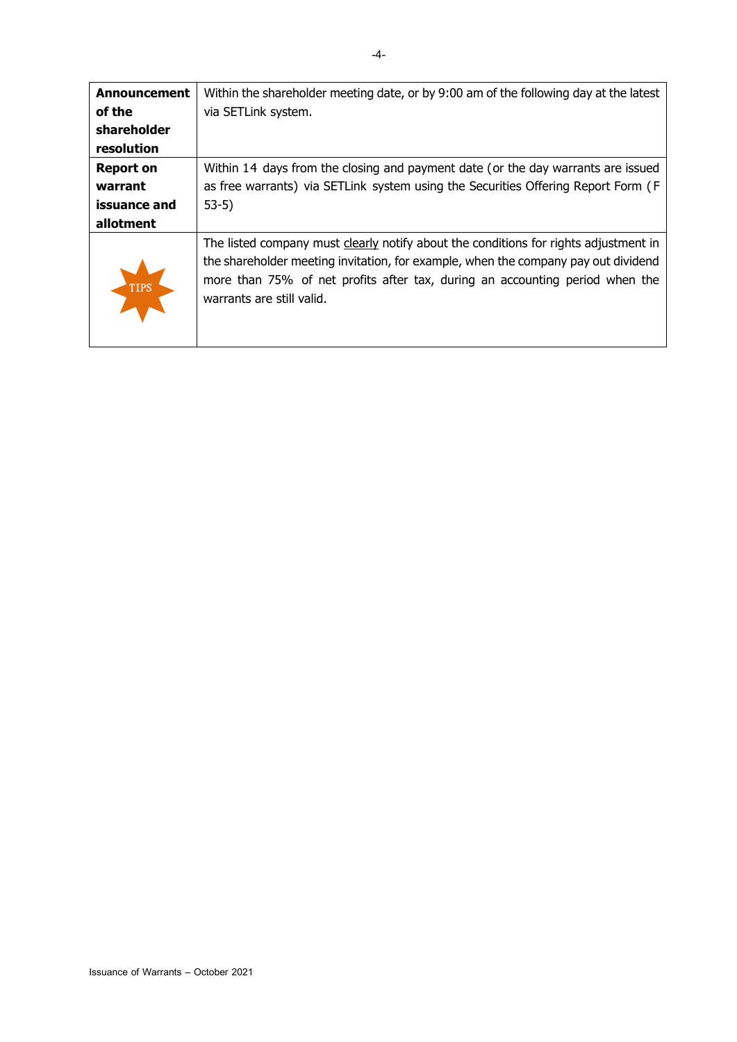| | |
|---|---|
| **Announcement of the shareholder resolution** | Within the shareholder meeting date, or by 9:00 am of the following day at the latest via SETLink system. |
| **Report on warrant issuance and allotment** | Within 14 days from the closing and payment date (or the day warrants are issued as free warrants) via SETLink system using the Securities Offering Report Form (F 53-5) |
| TIPS | The listed company must <u>clearly</u> notify about the conditions for rights adjustment in the shareholder meeting invitation, for example, when the company pay out dividend more than 75% of net profits after tax, during an accounting period when the warrants are still valid. |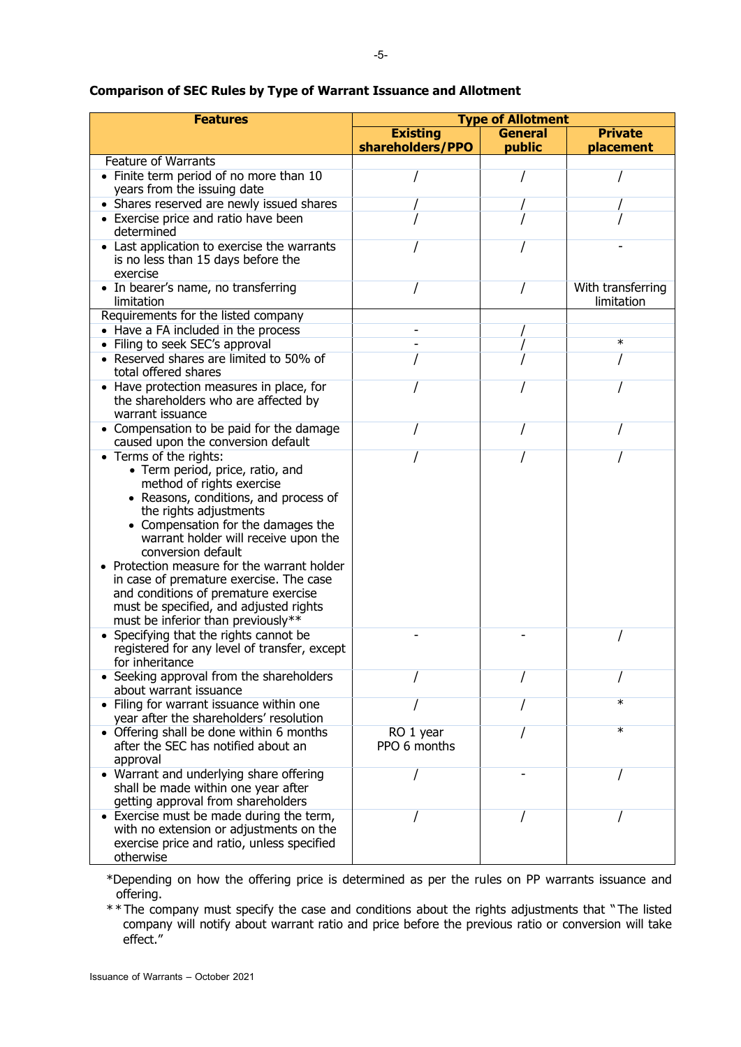**Comparison of SEC Rules by Type of Warrant Issuance and Allotment**

| Features | Type of Allotment | | |
|---|---|---|---|
| | Existing shareholders/PPO | General public | Private placement |
| Feature of Warrants | | | |
| • Finite term period of no more than 10 years from the issuing date | / | / | / |
| • Shares reserved are newly issued shares | / | / | / |
| • Exercise price and ratio have been determined | / | / | / |
| • Last application to exercise the warrants is no less than 15 days before the exercise | / | / | - |
| • In bearer's name, no transferring limitation | / | / | With transferring limitation |
| Requirements for the listed company | | | |
| • Have a FA included in the process | - | / | |
| • Filing to seek SEC's approval | - | / | * |
| • Reserved shares are limited to 50% of total offered shares | / | / | / |
| • Have protection measures in place, for the shareholders who are affected by warrant issuance | / | / | / |
| • Compensation to be paid for the damage caused upon the conversion default | / | / | / |
| • Terms of the rights: <br> • Term period, price, ratio, and method of rights exercise <br> • Reasons, conditions, and process of the rights adjustments <br> • Compensation for the damages the warrant holder will receive upon the conversion default <br> • Protection measure for the warrant holder in case of premature exercise. The case and conditions of premature exercise must be specified, and adjusted rights must be inferior than previously** | / | / | / |
| • Specifying that the rights cannot be registered for any level of transfer, except for inheritance | - | - | / |
| • Seeking approval from the shareholders about warrant issuance | / | / | / |
| • Filing for warrant issuance within one year after the shareholders' resolution | / | / | * |
| • Offering shall be done within 6 months after the SEC has notified about an approval | RO 1 year <br> PPO 6 months | / | * |
| • Warrant and underlying share offering shall be made within one year after getting approval from shareholders | / | - | / |
| • Exercise must be made during the term, with no extension or adjustments on the exercise price and ratio, unless specified otherwise | / | / | / |

*Depending on how the offering price is determined as per the rules on PP warrants issuance and offering.

**The company must specify the case and conditions about the rights adjustments that "The listed company will notify about warrant ratio and price before the previous ratio or conversion will take effect."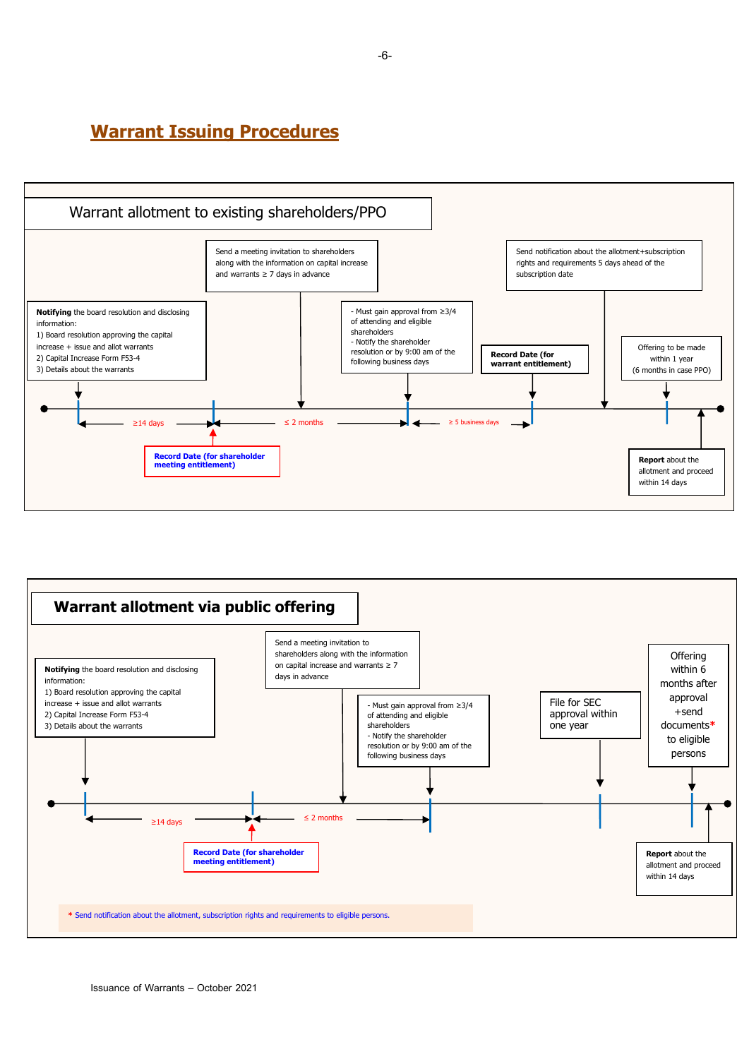# Warrant Issuing Procedures

## Warrant allotment to existing shareholders/PPO

**Notifying** the board resolution and disclosing information:
1) Board resolution approving the capital increase + issue and allot warrants
2) Capital Increase Form F53-4
3) Details about the warrants

≥14 days

**Record Date (for shareholder meeting entitlement)**

Send a meeting invitation to shareholders along with the information on capital increase and warrants ≥ 7 days in advance

≤ 2 months

- Must gain approval from ≥3/4 of attending and eligible shareholders
- Notify the shareholder resolution or by 9:00 am of the following business days

≥ 5 business days

**Record Date (for warrant entitlement)**

Send notification about the allotment+subscription rights and requirements 5 days ahead of the subscription date

Offering to be made within 1 year (6 months in case PPO)

**Report** about the allotment and proceed within 14 days

## Warrant allotment via public offering

**Notifying** the board resolution and disclosing information:
1) Board resolution approving the capital increase + issue and allot warrants
2) Capital Increase Form F53-4
3) Details about the warrants

≥14 days

**Record Date (for shareholder meeting entitlement)**

Send a meeting invitation to shareholders along with the information on capital increase and warrants ≥ 7 days in advance

≤ 2 months

- Must gain approval from ≥3/4 of attending and eligible shareholders
- Notify the shareholder resolution or by 9:00 am of the following business days

File for SEC approval within one year

Offering within 6 months after approval +send documents* to eligible persons

**Report** about the allotment and proceed within 14 days

* Send notification about the allotment, subscription rights and requirements to eligible persons.

Issuance of Warrants – October 2021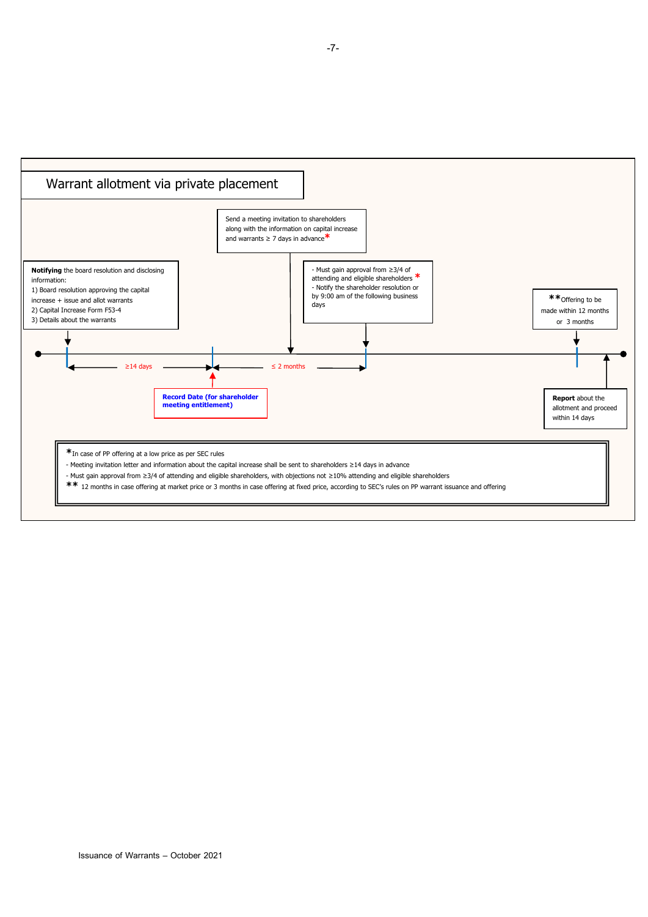# Warrant allotment via private placement

**Notifying** the board resolution and disclosing information:
1) Board resolution approving the capital increase + issue and allot warrants
2) Capital Increase Form F53-4
3) Details about the warrants

≥14 days

**Record Date (for shareholder meeting entitlement)**

Send a meeting invitation to shareholders along with the information on capital increase and warrants ≥ 7 days in advance*

≤ 2 months

- Must gain approval from ≥3/4 of attending and eligible shareholders *
- Notify the shareholder resolution or by 9:00 am of the following business days

**Offering to be made within 12 months or 3 months

**Report** about the allotment and proceed within 14 days

*In case of PP offering at a low price as per SEC rules
- Meeting invitation letter and information about the capital increase shall be sent to shareholders ≥14 days in advance
- Must gain approval from ≥3/4 of attending and eligible shareholders, with objections not ≥10% attending and eligible shareholders

** 12 months in case offering at market price or 3 months in case offering at fixed price, according to SEC's rules on PP warrant issuance and offering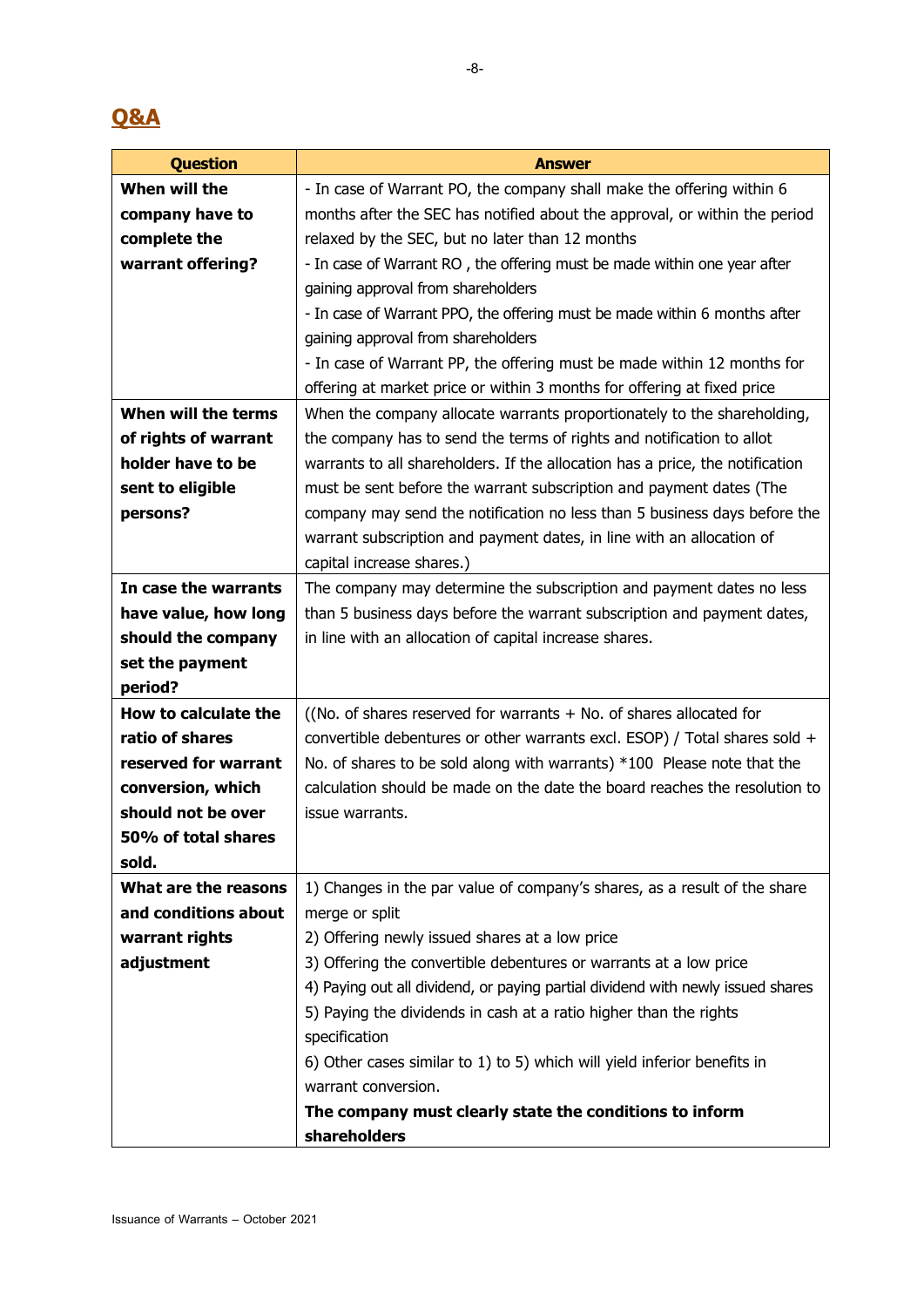## Q&A

| Question | Answer |
|---|---|
| **When will the company have to complete the warrant offering?** | - In case of Warrant PO, the company shall make the offering within 6 months after the SEC has notified about the approval, or within the period relaxed by the SEC, but no later than 12 months<br>- In case of Warrant RO , the offering must be made within one year after gaining approval from shareholders<br>- In case of Warrant PPO, the offering must be made within 6 months after gaining approval from shareholders<br>- In case of Warrant PP, the offering must be made within 12 months for offering at market price or within 3 months for offering at fixed price |
| **When will the terms of rights of warrant holder have to be sent to eligible persons?** | When the company allocate warrants proportionately to the shareholding, the company has to send the terms of rights and notification to allot warrants to all shareholders. If the allocation has a price, the notification must be sent before the warrant subscription and payment dates (The company may send the notification no less than 5 business days before the warrant subscription and payment dates, in line with an allocation of capital increase shares.) |
| **In case the warrants have value, how long should the company set the payment period?** | The company may determine the subscription and payment dates no less than 5 business days before the warrant subscription and payment dates, in line with an allocation of capital increase shares. |
| **How to calculate the ratio of shares reserved for warrant conversion, which should not be over 50% of total shares sold.** | ((No. of shares reserved for warrants + No. of shares allocated for convertible debentures or other warrants excl. ESOP) / Total shares sold + No. of shares to be sold along with warrants) *100 Please note that the calculation should be made on the date the board reaches the resolution to issue warrants. |
| **What are the reasons and conditions about warrant rights adjustment** | 1) Changes in the par value of company's shares, as a result of the share merge or split<br>2) Offering newly issued shares at a low price<br>3) Offering the convertible debentures or warrants at a low price<br>4) Paying out all dividend, or paying partial dividend with newly issued shares<br>5) Paying the dividends in cash at a ratio higher than the rights specification<br>6) Other cases similar to 1) to 5) which will yield inferior benefits in warrant conversion.<br>**The company must clearly state the conditions to inform shareholders** |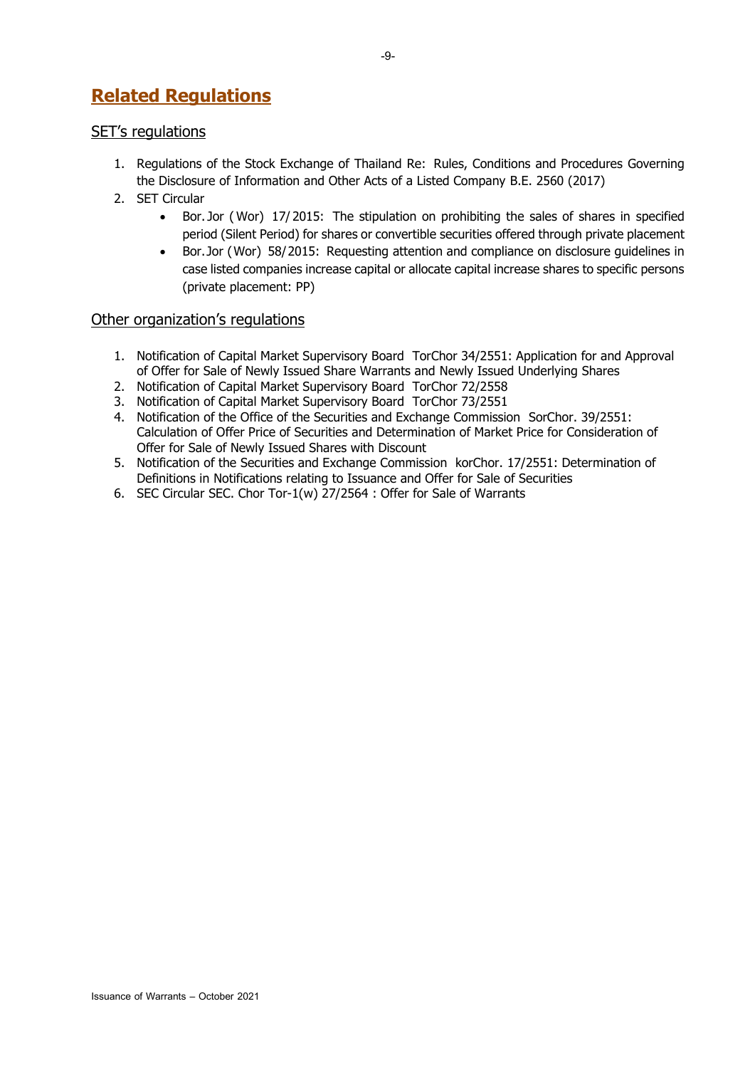# Related Regulations

## SET's regulations

1. Regulations of the Stock Exchange of Thailand Re: Rules, Conditions and Procedures Governing the Disclosure of Information and Other Acts of a Listed Company B.E. 2560 (2017)
2. SET Circular
   - Bor.Jor (Wor) 17/2015: The stipulation on prohibiting the sales of shares in specified period (Silent Period) for shares or convertible securities offered through private placement
   - Bor.Jor (Wor) 58/2015: Requesting attention and compliance on disclosure guidelines in case listed companies increase capital or allocate capital increase shares to specific persons (private placement: PP)

## Other organization's regulations

1. Notification of Capital Market Supervisory Board TorChor 34/2551: Application for and Approval of Offer for Sale of Newly Issued Share Warrants and Newly Issued Underlying Shares
2. Notification of Capital Market Supervisory Board TorChor 72/2558
3. Notification of Capital Market Supervisory Board TorChor 73/2551
4. Notification of the Office of the Securities and Exchange Commission SorChor. 39/2551: Calculation of Offer Price of Securities and Determination of Market Price for Consideration of Offer for Sale of Newly Issued Shares with Discount
5. Notification of the Securities and Exchange Commission korChor. 17/2551: Determination of Definitions in Notifications relating to Issuance and Offer for Sale of Securities
6. SEC Circular SEC. Chor Tor-1(w) 27/2564 : Offer for Sale of Warrants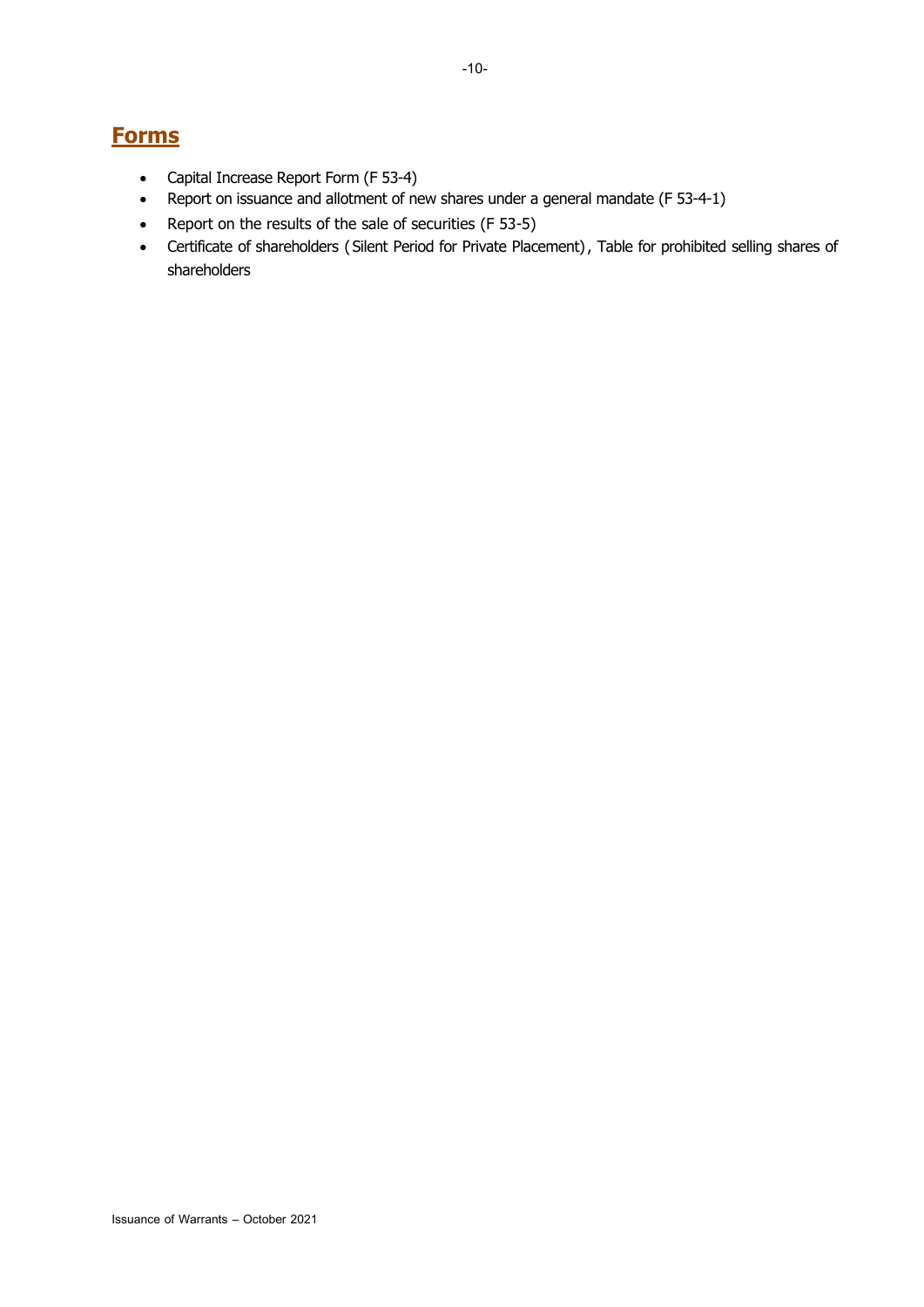## Forms

- Capital Increase Report Form (F 53-4)
- Report on issuance and allotment of new shares under a general mandate (F 53-4-1)
- Report on the results of the sale of securities (F 53-5)
- Certificate of shareholders (Silent Period for Private Placement), Table for prohibited selling shares of shareholders